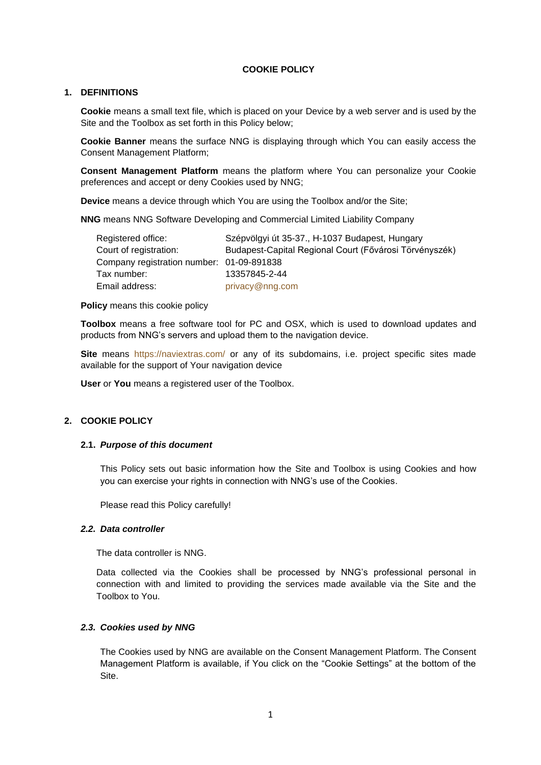# COOKIE POLICY

## 1. DEFINITIONS

**Cookie** means a small text file, which is placed on your Device by a web server and is used by the Site and the Toolbox as set forth in this Policy below;

**Cookie Banner** means the surface NNG is displaying through which You can easily access the Consent Management Platform;

**Consent Management Platform** means the platform where You can personalize your Cookie preferences and accept or deny Cookies used by NNG;

**Device** means a device through which You are using the Toolbox and/or the Site;

**NNG** means NNG Software Developing and Commercial Limited Liability Company

| | |
|---|---|
| Registered office: | Szépvölgyi út 35-37., H-1037 Budapest, Hungary |
| Court of registration: | Budapest-Capital Regional Court (Fővárosi Törvényszék) |
| Company registration number: | 01-09-891838 |
| Tax number: | 13357845-2-44 |
| Email address: | privacy@nng.com |

**Policy** means this cookie policy

**Toolbox** means a free software tool for PC and OSX, which is used to download updates and products from NNG's servers and upload them to the navigation device.

**Site** means https://naviextras.com/ or any of its subdomains, i.e. project specific sites made available for the support of Your navigation device

**User** or **You** means a registered user of the Toolbox.

## 2. COOKIE POLICY

### 2.1. *Purpose of this document*

This Policy sets out basic information how the Site and Toolbox is using Cookies and how you can exercise your rights in connection with NNG's use of the Cookies.

Please read this Policy carefully!

### *2.2. Data controller*

The data controller is NNG.

Data collected via the Cookies shall be processed by NNG's professional personal in connection with and limited to providing the services made available via the Site and the Toolbox to You.

### *2.3. Cookies used by NNG*

The Cookies used by NNG are available on the Consent Management Platform. The Consent Management Platform is available, if You click on the "Cookie Settings" at the bottom of the Site.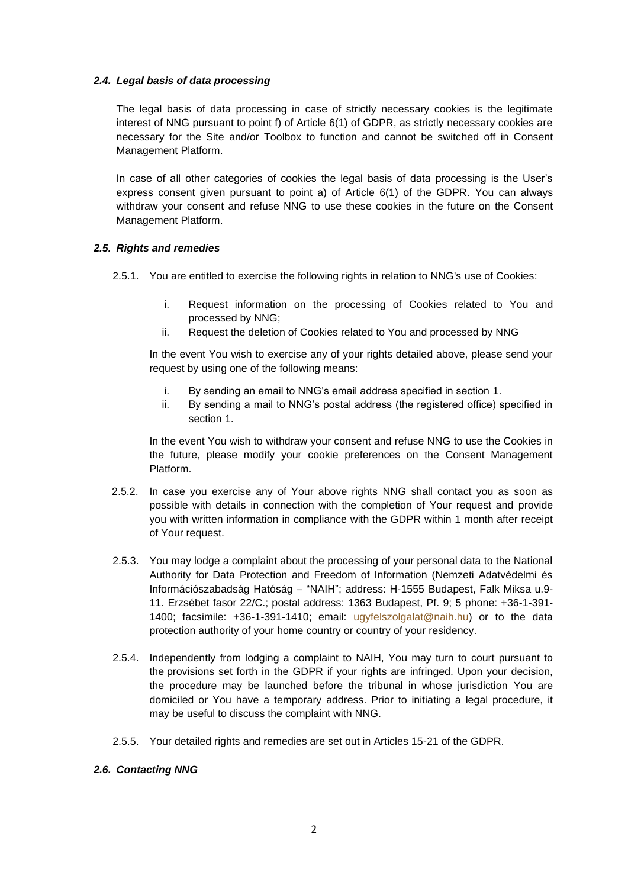### *2.4. Legal basis of data processing*

The legal basis of data processing in case of strictly necessary cookies is the legitimate interest of NNG pursuant to point f) of Article 6(1) of GDPR, as strictly necessary cookies are necessary for the Site and/or Toolbox to function and cannot be switched off in Consent Management Platform.

In case of all other categories of cookies the legal basis of data processing is the User's express consent given pursuant to point a) of Article 6(1) of the GDPR. You can always withdraw your consent and refuse NNG to use these cookies in the future on the Consent Management Platform.

### *2.5. Rights and remedies*

2.5.1. You are entitled to exercise the following rights in relation to NNG's use of Cookies:

i. Request information on the processing of Cookies related to You and processed by NNG;
ii. Request the deletion of Cookies related to You and processed by NNG

In the event You wish to exercise any of your rights detailed above, please send your request by using one of the following means:

i. By sending an email to NNG's email address specified in section 1.
ii. By sending a mail to NNG's postal address (the registered office) specified in section 1.

In the event You wish to withdraw your consent and refuse NNG to use the Cookies in the future, please modify your cookie preferences on the Consent Management Platform.

2.5.2. In case you exercise any of Your above rights NNG shall contact you as soon as possible with details in connection with the completion of Your request and provide you with written information in compliance with the GDPR within 1 month after receipt of Your request.

2.5.3. You may lodge a complaint about the processing of your personal data to the National Authority for Data Protection and Freedom of Information (Nemzeti Adatvédelmi és Információszabadság Hatóság – "NAIH"; address: H-1555 Budapest, Falk Miksa u.9-11. Erzsébet fasor 22/C.; postal address: 1363 Budapest, Pf. 9; 5 phone: +36-1-391-1400; facsimile: +36-1-391-1410; email: ugyfelszolgalat@naih.hu) or to the data protection authority of your home country or country of your residency.

2.5.4. Independently from lodging a complaint to NAIH, You may turn to court pursuant to the provisions set forth in the GDPR if your rights are infringed. Upon your decision, the procedure may be launched before the tribunal in whose jurisdiction You are domiciled or You have a temporary address. Prior to initiating a legal procedure, it may be useful to discuss the complaint with NNG.

2.5.5. Your detailed rights and remedies are set out in Articles 15-21 of the GDPR.

### *2.6. Contacting NNG*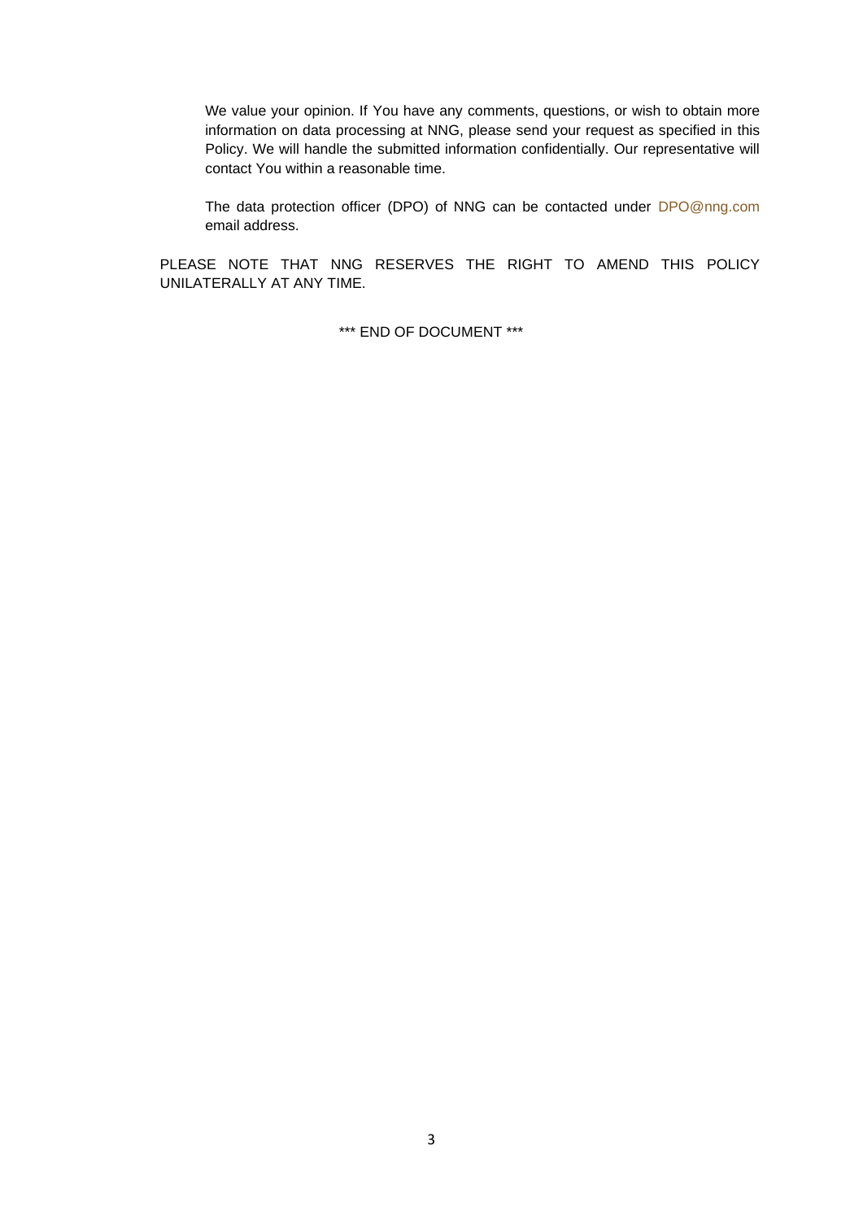We value your opinion. If You have any comments, questions, or wish to obtain more information on data processing at NNG, please send your request as specified in this Policy. We will handle the submitted information confidentially. Our representative will contact You within a reasonable time.

The data protection officer (DPO) of NNG can be contacted under DPO@nng.com email address.

PLEASE NOTE THAT NNG RESERVES THE RIGHT TO AMEND THIS POLICY UNILATERALLY AT ANY TIME.

*** END OF DOCUMENT ***